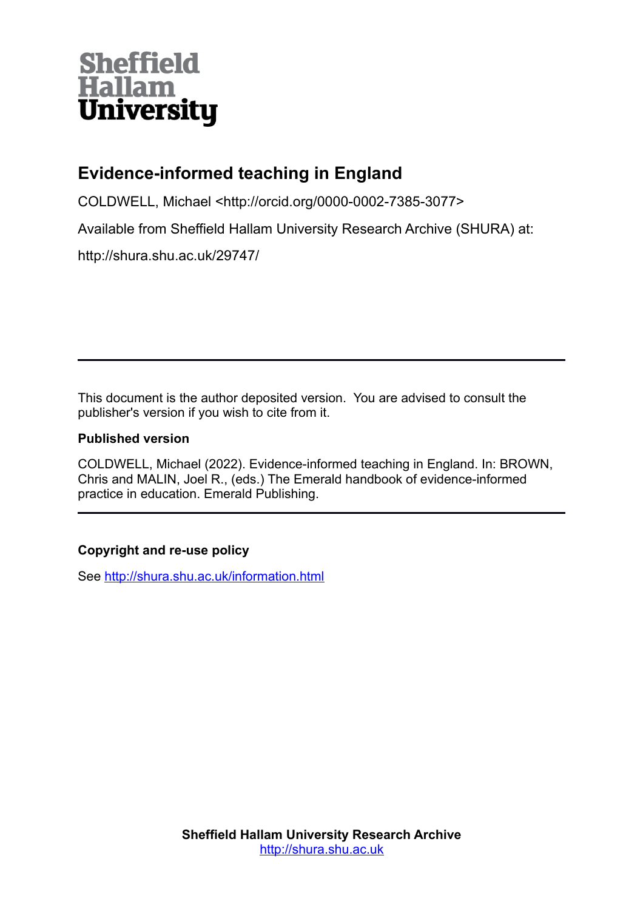Sheffield Hallam University

# Evidence-informed teaching in England

COLDWELL, Michael <http://orcid.org/0000-0002-7385-3077>

Available from Sheffield Hallam University Research Archive (SHURA) at:

http://shura.shu.ac.uk/29747/

---

This document is the author deposited version. You are advised to consult the publisher's version if you wish to cite from it.

### Published version

COLDWELL, Michael (2022). Evidence-informed teaching in England. In: BROWN, Chris and MALIN, Joel R., (eds.) The Emerald handbook of evidence-informed practice in education. Emerald Publishing.

---

### Copyright and re-use policy

See http://shura.shu.ac.uk/information.html

**Sheffield Hallam University Research Archive**
http://shura.shu.ac.uk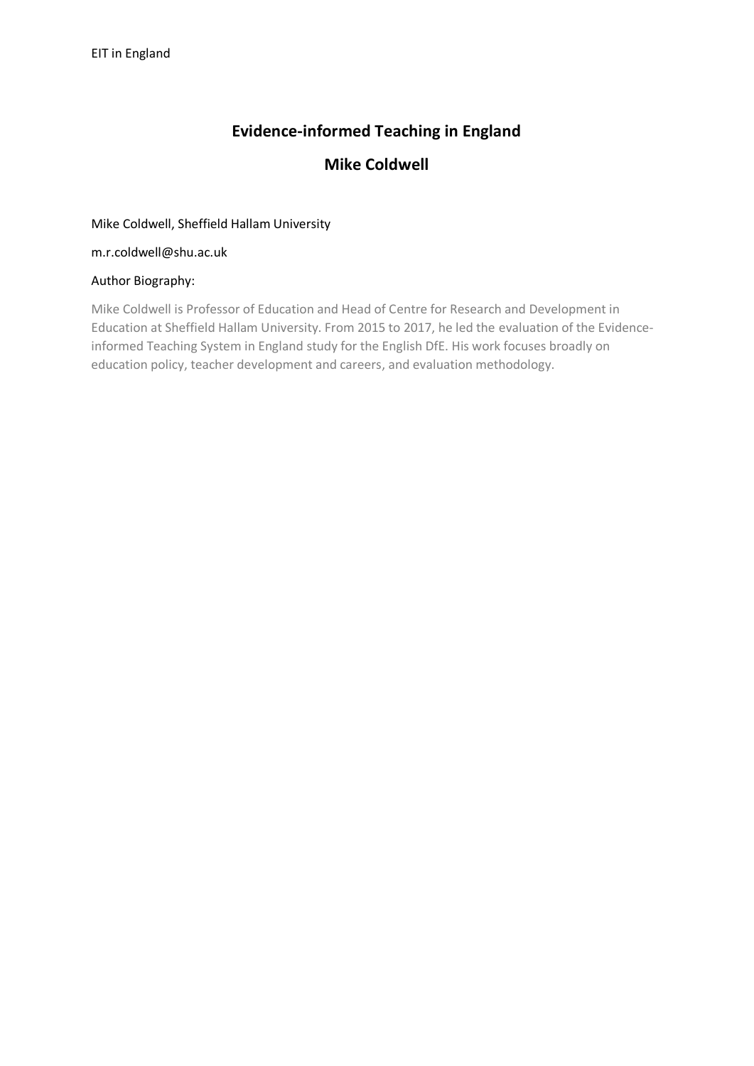# Evidence-informed Teaching in England

## Mike Coldwell

Mike Coldwell, Sheffield Hallam University

m.r.coldwell@shu.ac.uk

Author Biography:

Mike Coldwell is Professor of Education and Head of Centre for Research and Development in Education at Sheffield Hallam University. From 2015 to 2017, he led the evaluation of the Evidence-informed Teaching System in England study for the English DfE. His work focuses broadly on education policy, teacher development and careers, and evaluation methodology.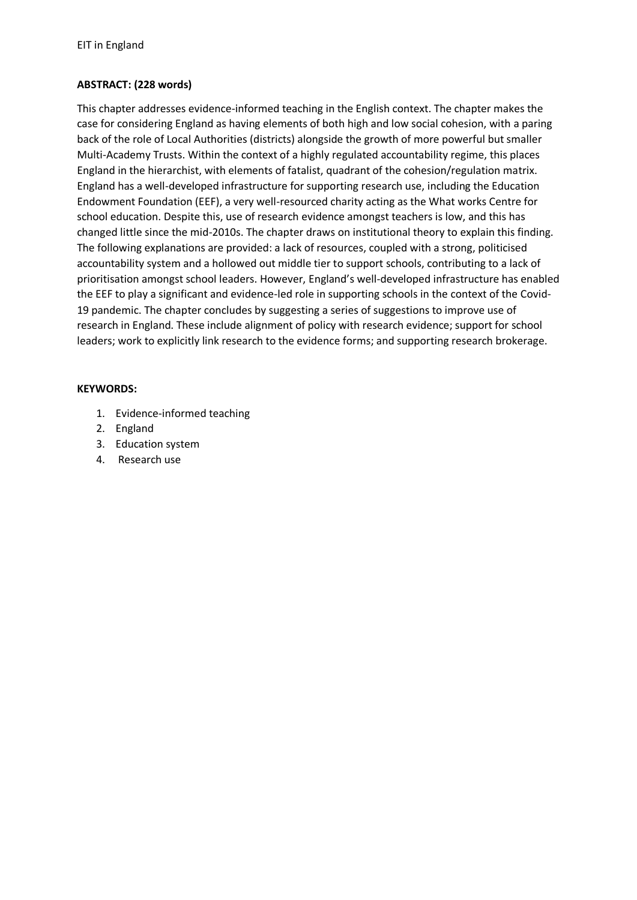**ABSTRACT: (228 words)**

This chapter addresses evidence-informed teaching in the English context. The chapter makes the case for considering England as having elements of both high and low social cohesion, with a paring back of the role of Local Authorities (districts) alongside the growth of more powerful but smaller Multi-Academy Trusts. Within the context of a highly regulated accountability regime, this places England in the hierarchist, with elements of fatalist, quadrant of the cohesion/regulation matrix. England has a well-developed infrastructure for supporting research use, including the Education Endowment Foundation (EEF), a very well-resourced charity acting as the What works Centre for school education. Despite this, use of research evidence amongst teachers is low, and this has changed little since the mid-2010s. The chapter draws on institutional theory to explain this finding. The following explanations are provided: a lack of resources, coupled with a strong, politicised accountability system and a hollowed out middle tier to support schools, contributing to a lack of prioritisation amongst school leaders. However, England's well-developed infrastructure has enabled the EEF to play a significant and evidence-led role in supporting schools in the context of the Covid-19 pandemic. The chapter concludes by suggesting a series of suggestions to improve use of research in England. These include alignment of policy with research evidence; support for school leaders; work to explicitly link research to the evidence forms; and supporting research brokerage.

**KEYWORDS:**

1. Evidence-informed teaching
2. England
3. Education system
4. Research use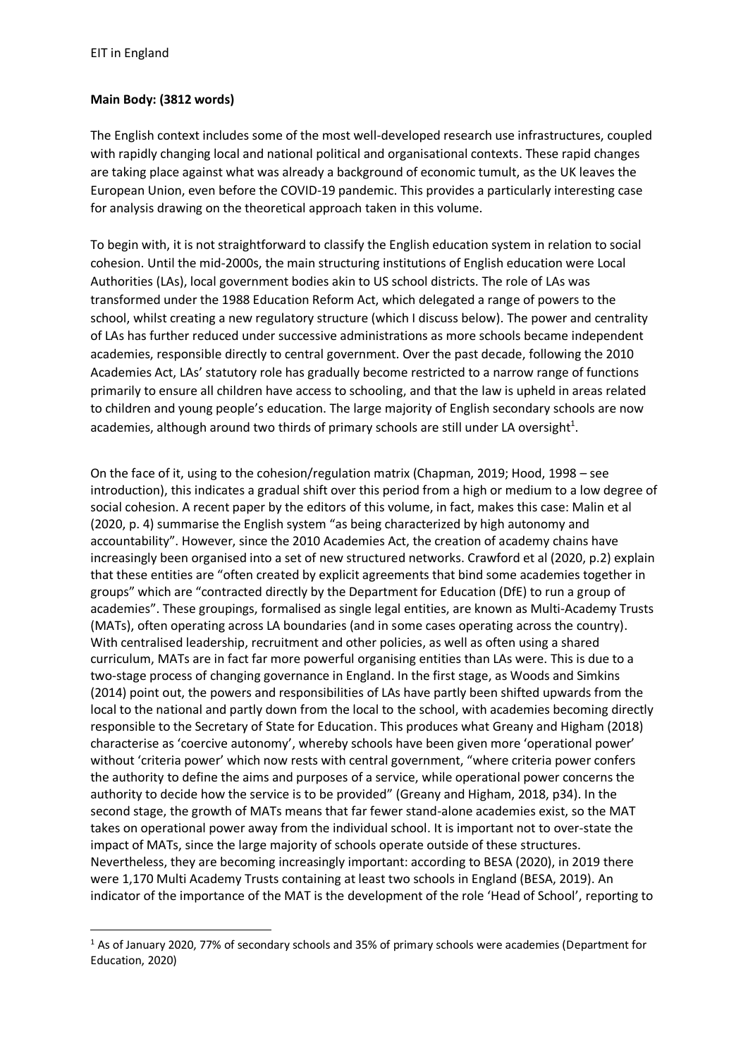**Main Body: (3812 words)**

The English context includes some of the most well-developed research use infrastructures, coupled with rapidly changing local and national political and organisational contexts. These rapid changes are taking place against what was already a background of economic tumult, as the UK leaves the European Union, even before the COVID-19 pandemic. This provides a particularly interesting case for analysis drawing on the theoretical approach taken in this volume.

To begin with, it is not straightforward to classify the English education system in relation to social cohesion. Until the mid-2000s, the main structuring institutions of English education were Local Authorities (LAs), local government bodies akin to US school districts. The role of LAs was transformed under the 1988 Education Reform Act, which delegated a range of powers to the school, whilst creating a new regulatory structure (which I discuss below). The power and centrality of LAs has further reduced under successive administrations as more schools became independent academies, responsible directly to central government. Over the past decade, following the 2010 Academies Act, LAs' statutory role has gradually become restricted to a narrow range of functions primarily to ensure all children have access to schooling, and that the law is upheld in areas related to children and young people's education. The large majority of English secondary schools are now academies, although around two thirds of primary schools are still under LA oversight[1].

On the face of it, using to the cohesion/regulation matrix (Chapman, 2019; Hood, 1998 – see introduction), this indicates a gradual shift over this period from a high or medium to a low degree of social cohesion. A recent paper by the editors of this volume, in fact, makes this case: Malin et al (2020, p. 4) summarise the English system "as being characterized by high autonomy and accountability". However, since the 2010 Academies Act, the creation of academy chains have increasingly been organised into a set of new structured networks. Crawford et al (2020, p.2) explain that these entities are "often created by explicit agreements that bind some academies together in groups" which are "contracted directly by the Department for Education (DfE) to run a group of academies". These groupings, formalised as single legal entities, are known as Multi-Academy Trusts (MATs), often operating across LA boundaries (and in some cases operating across the country). With centralised leadership, recruitment and other policies, as well as often using a shared curriculum, MATs are in fact far more powerful organising entities than LAs were. This is due to a two-stage process of changing governance in England. In the first stage, as Woods and Simkins (2014) point out, the powers and responsibilities of LAs have partly been shifted upwards from the local to the national and partly down from the local to the school, with academies becoming directly responsible to the Secretary of State for Education. This produces what Greany and Higham (2018) characterise as 'coercive autonomy', whereby schools have been given more 'operational power' without 'criteria power' which now rests with central government, "where criteria power confers the authority to define the aims and purposes of a service, while operational power concerns the authority to decide how the service is to be provided" (Greany and Higham, 2018, p34). In the second stage, the growth of MATs means that far fewer stand-alone academies exist, so the MAT takes on operational power away from the individual school. It is important not to over-state the impact of MATs, since the large majority of schools operate outside of these structures. Nevertheless, they are becoming increasingly important: according to BESA (2020), in 2019 there were 1,170 Multi Academy Trusts containing at least two schools in England (BESA, 2019). An indicator of the importance of the MAT is the development of the role 'Head of School', reporting to

[1] As of January 2020, 77% of secondary schools and 35% of primary schools were academies (Department for Education, 2020)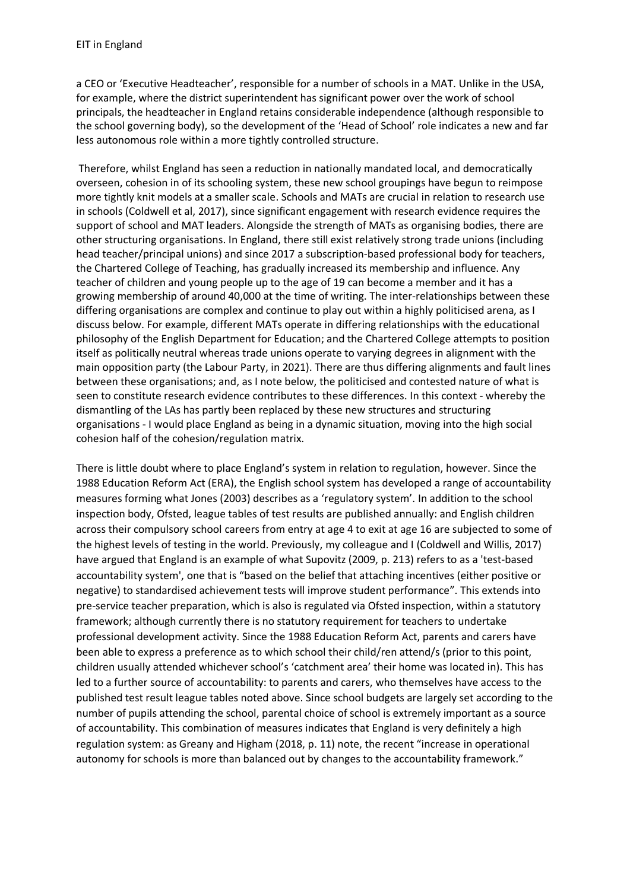a CEO or 'Executive Headteacher', responsible for a number of schools in a MAT. Unlike in the USA, for example, where the district superintendent has significant power over the work of school principals, the headteacher in England retains considerable independence (although responsible to the school governing body), so the development of the 'Head of School' role indicates a new and far less autonomous role within a more tightly controlled structure.

Therefore, whilst England has seen a reduction in nationally mandated local, and democratically overseen, cohesion in of its schooling system, these new school groupings have begun to reimpose more tightly knit models at a smaller scale. Schools and MATs are crucial in relation to research use in schools (Coldwell et al, 2017), since significant engagement with research evidence requires the support of school and MAT leaders. Alongside the strength of MATs as organising bodies, there are other structuring organisations. In England, there still exist relatively strong trade unions (including head teacher/principal unions) and since 2017 a subscription-based professional body for teachers, the Chartered College of Teaching, has gradually increased its membership and influence. Any teacher of children and young people up to the age of 19 can become a member and it has a growing membership of around 40,000 at the time of writing. The inter-relationships between these differing organisations are complex and continue to play out within a highly politicised arena, as I discuss below. For example, different MATs operate in differing relationships with the educational philosophy of the English Department for Education; and the Chartered College attempts to position itself as politically neutral whereas trade unions operate to varying degrees in alignment with the main opposition party (the Labour Party, in 2021). There are thus differing alignments and fault lines between these organisations; and, as I note below, the politicised and contested nature of what is seen to constitute research evidence contributes to these differences. In this context - whereby the dismantling of the LAs has partly been replaced by these new structures and structuring organisations - I would place England as being in a dynamic situation, moving into the high social cohesion half of the cohesion/regulation matrix.

There is little doubt where to place England's system in relation to regulation, however. Since the 1988 Education Reform Act (ERA), the English school system has developed a range of accountability measures forming what Jones (2003) describes as a 'regulatory system'. In addition to the school inspection body, Ofsted, league tables of test results are published annually: and English children across their compulsory school careers from entry at age 4 to exit at age 16 are subjected to some of the highest levels of testing in the world. Previously, my colleague and I (Coldwell and Willis, 2017) have argued that England is an example of what Supovitz (2009, p. 213) refers to as a 'test-based accountability system', one that is "based on the belief that attaching incentives (either positive or negative) to standardised achievement tests will improve student performance". This extends into pre-service teacher preparation, which is also is regulated via Ofsted inspection, within a statutory framework; although currently there is no statutory requirement for teachers to undertake professional development activity. Since the 1988 Education Reform Act, parents and carers have been able to express a preference as to which school their child/ren attend/s (prior to this point, children usually attended whichever school's 'catchment area' their home was located in). This has led to a further source of accountability: to parents and carers, who themselves have access to the published test result league tables noted above. Since school budgets are largely set according to the number of pupils attending the school, parental choice of school is extremely important as a source of accountability. This combination of measures indicates that England is very definitely a high regulation system: as Greany and Higham (2018, p. 11) note, the recent "increase in operational autonomy for schools is more than balanced out by changes to the accountability framework."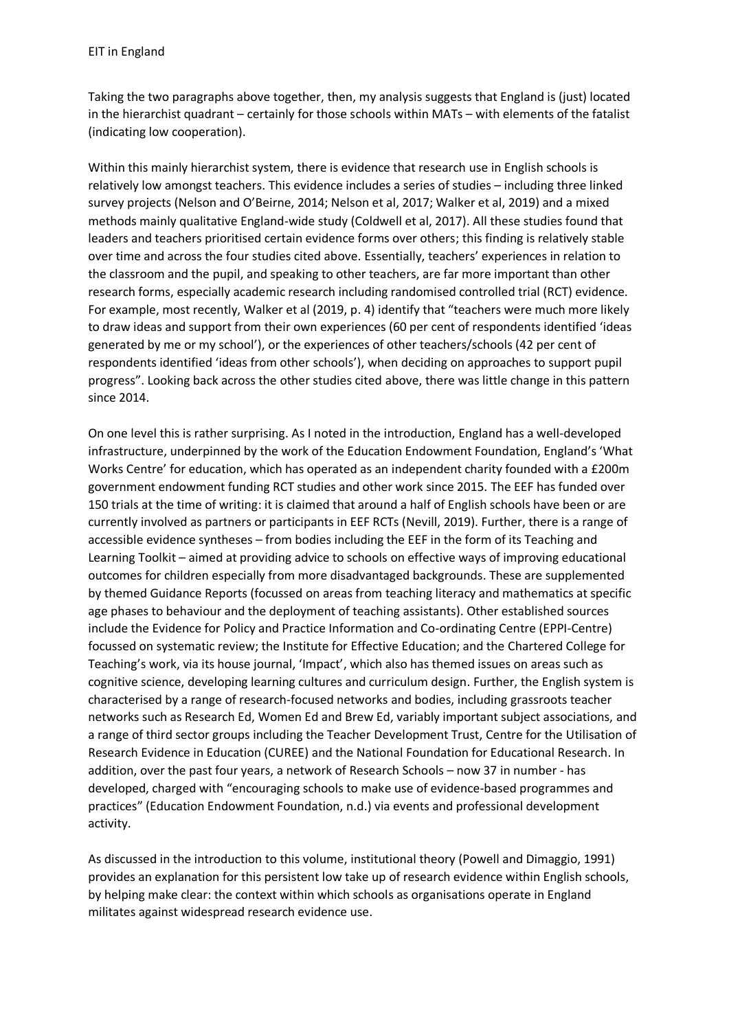Taking the two paragraphs above together, then, my analysis suggests that England is (just) located in the hierarchist quadrant – certainly for those schools within MATs – with elements of the fatalist (indicating low cooperation).

Within this mainly hierarchist system, there is evidence that research use in English schools is relatively low amongst teachers. This evidence includes a series of studies – including three linked survey projects (Nelson and O'Beirne, 2014; Nelson et al, 2017; Walker et al, 2019) and a mixed methods mainly qualitative England-wide study (Coldwell et al, 2017). All these studies found that leaders and teachers prioritised certain evidence forms over others; this finding is relatively stable over time and across the four studies cited above. Essentially, teachers' experiences in relation to the classroom and the pupil, and speaking to other teachers, are far more important than other research forms, especially academic research including randomised controlled trial (RCT) evidence. For example, most recently, Walker et al (2019, p. 4) identify that "teachers were much more likely to draw ideas and support from their own experiences (60 per cent of respondents identified 'ideas generated by me or my school'), or the experiences of other teachers/schools (42 per cent of respondents identified 'ideas from other schools'), when deciding on approaches to support pupil progress". Looking back across the other studies cited above, there was little change in this pattern since 2014.

On one level this is rather surprising. As I noted in the introduction, England has a well-developed infrastructure, underpinned by the work of the Education Endowment Foundation, England's 'What Works Centre' for education, which has operated as an independent charity founded with a £200m government endowment funding RCT studies and other work since 2015. The EEF has funded over 150 trials at the time of writing: it is claimed that around a half of English schools have been or are currently involved as partners or participants in EEF RCTs (Nevill, 2019). Further, there is a range of accessible evidence syntheses – from bodies including the EEF in the form of its Teaching and Learning Toolkit – aimed at providing advice to schools on effective ways of improving educational outcomes for children especially from more disadvantaged backgrounds. These are supplemented by themed Guidance Reports (focussed on areas from teaching literacy and mathematics at specific age phases to behaviour and the deployment of teaching assistants). Other established sources include the Evidence for Policy and Practice Information and Co-ordinating Centre (EPPI-Centre) focussed on systematic review; the Institute for Effective Education; and the Chartered College for Teaching's work, via its house journal, 'Impact', which also has themed issues on areas such as cognitive science, developing learning cultures and curriculum design. Further, the English system is characterised by a range of research-focused networks and bodies, including grassroots teacher networks such as Research Ed, Women Ed and Brew Ed, variably important subject associations, and a range of third sector groups including the Teacher Development Trust, Centre for the Utilisation of Research Evidence in Education (CUREE) and the National Foundation for Educational Research. In addition, over the past four years, a network of Research Schools – now 37 in number - has developed, charged with "encouraging schools to make use of evidence-based programmes and practices" (Education Endowment Foundation, n.d.) via events and professional development activity.

As discussed in the introduction to this volume, institutional theory (Powell and Dimaggio, 1991) provides an explanation for this persistent low take up of research evidence within English schools, by helping make clear: the context within which schools as organisations operate in England militates against widespread research evidence use.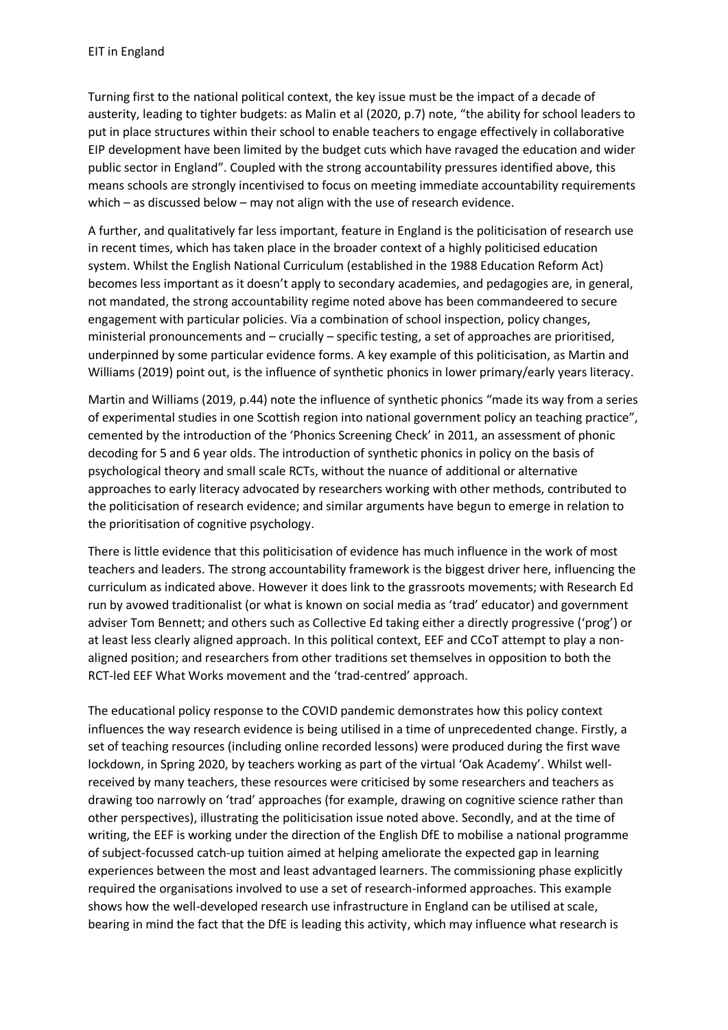Turning first to the national political context, the key issue must be the impact of a decade of austerity, leading to tighter budgets: as Malin et al (2020, p.7) note, "the ability for school leaders to put in place structures within their school to enable teachers to engage effectively in collaborative EIP development have been limited by the budget cuts which have ravaged the education and wider public sector in England". Coupled with the strong accountability pressures identified above, this means schools are strongly incentivised to focus on meeting immediate accountability requirements which – as discussed below – may not align with the use of research evidence.

A further, and qualitatively far less important, feature in England is the politicisation of research use in recent times, which has taken place in the broader context of a highly politicised education system. Whilst the English National Curriculum (established in the 1988 Education Reform Act) becomes less important as it doesn't apply to secondary academies, and pedagogies are, in general, not mandated, the strong accountability regime noted above has been commandeered to secure engagement with particular policies. Via a combination of school inspection, policy changes, ministerial pronouncements and – crucially – specific testing, a set of approaches are prioritised, underpinned by some particular evidence forms. A key example of this politicisation, as Martin and Williams (2019) point out, is the influence of synthetic phonics in lower primary/early years literacy.

Martin and Williams (2019, p.44) note the influence of synthetic phonics "made its way from a series of experimental studies in one Scottish region into national government policy an teaching practice", cemented by the introduction of the 'Phonics Screening Check' in 2011, an assessment of phonic decoding for 5 and 6 year olds. The introduction of synthetic phonics in policy on the basis of psychological theory and small scale RCTs, without the nuance of additional or alternative approaches to early literacy advocated by researchers working with other methods, contributed to the politicisation of research evidence; and similar arguments have begun to emerge in relation to the prioritisation of cognitive psychology.

There is little evidence that this politicisation of evidence has much influence in the work of most teachers and leaders. The strong accountability framework is the biggest driver here, influencing the curriculum as indicated above. However it does link to the grassroots movements; with Research Ed run by avowed traditionalist (or what is known on social media as 'trad' educator) and government adviser Tom Bennett; and others such as Collective Ed taking either a directly progressive ('prog') or at least less clearly aligned approach. In this political context, EEF and CCoT attempt to play a non-aligned position; and researchers from other traditions set themselves in opposition to both the RCT-led EEF What Works movement and the 'trad-centred' approach.

The educational policy response to the COVID pandemic demonstrates how this policy context influences the way research evidence is being utilised in a time of unprecedented change. Firstly, a set of teaching resources (including online recorded lessons) were produced during the first wave lockdown, in Spring 2020, by teachers working as part of the virtual 'Oak Academy'. Whilst well-received by many teachers, these resources were criticised by some researchers and teachers as drawing too narrowly on 'trad' approaches (for example, drawing on cognitive science rather than other perspectives), illustrating the politicisation issue noted above. Secondly, and at the time of writing, the EEF is working under the direction of the English DfE to mobilise a national programme of subject-focussed catch-up tuition aimed at helping ameliorate the expected gap in learning experiences between the most and least advantaged learners. The commissioning phase explicitly required the organisations involved to use a set of research-informed approaches. This example shows how the well-developed research use infrastructure in England can be utilised at scale, bearing in mind the fact that the DfE is leading this activity, which may influence what research is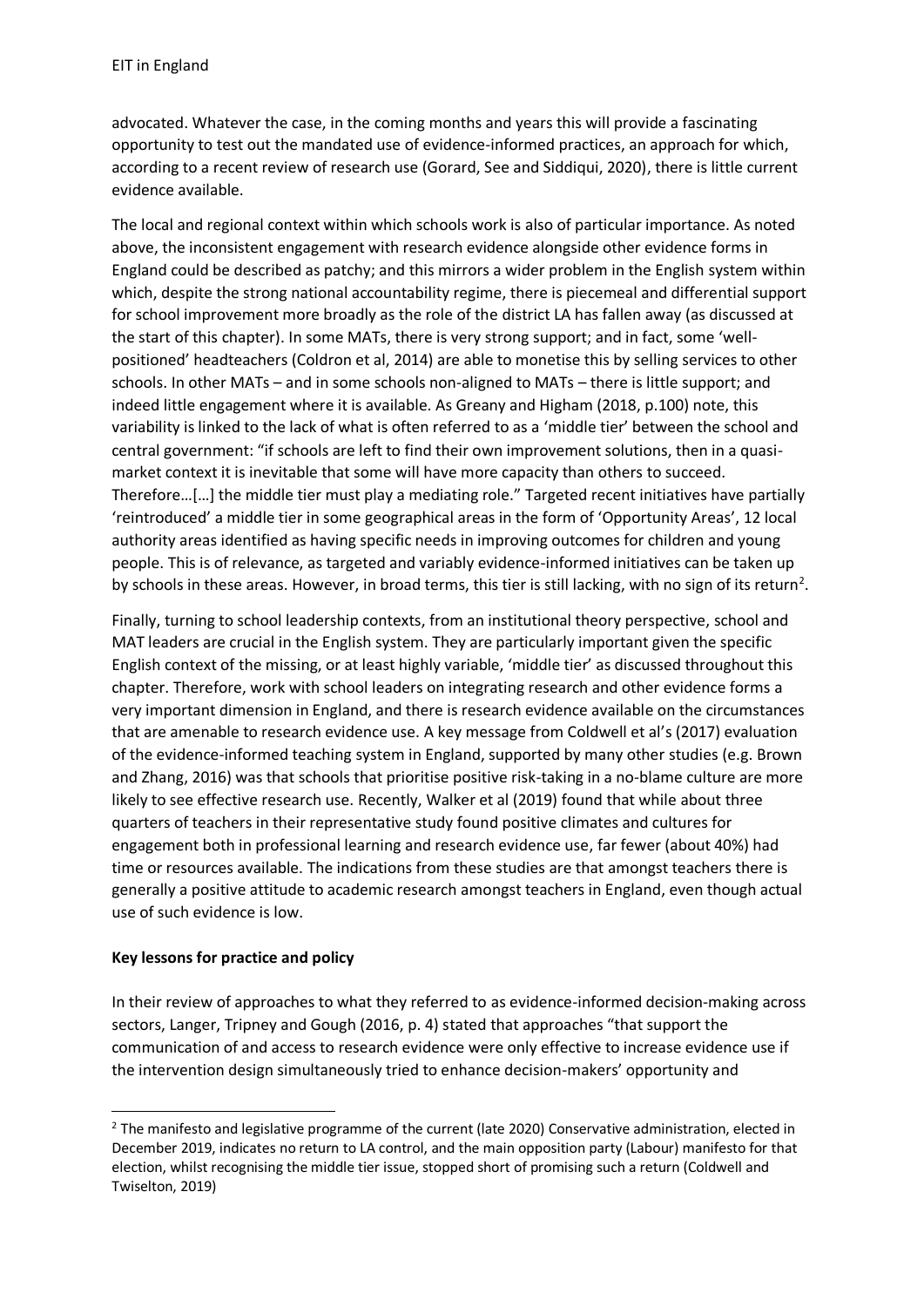advocated. Whatever the case, in the coming months and years this will provide a fascinating opportunity to test out the mandated use of evidence-informed practices, an approach for which, according to a recent review of research use (Gorard, See and Siddiqui, 2020), there is little current evidence available.

The local and regional context within which schools work is also of particular importance. As noted above, the inconsistent engagement with research evidence alongside other evidence forms in England could be described as patchy; and this mirrors a wider problem in the English system within which, despite the strong national accountability regime, there is piecemeal and differential support for school improvement more broadly as the role of the district LA has fallen away (as discussed at the start of this chapter). In some MATs, there is very strong support; and in fact, some 'well-positioned' headteachers (Coldron et al, 2014) are able to monetise this by selling services to other schools. In other MATs – and in some schools non-aligned to MATs – there is little support; and indeed little engagement where it is available. As Greany and Higham (2018, p.100) note, this variability is linked to the lack of what is often referred to as a 'middle tier' between the school and central government: "if schools are left to find their own improvement solutions, then in a quasi-market context it is inevitable that some will have more capacity than others to succeed. Therefore…[…] the middle tier must play a mediating role." Targeted recent initiatives have partially 'reintroduced' a middle tier in some geographical areas in the form of 'Opportunity Areas', 12 local authority areas identified as having specific needs in improving outcomes for children and young people. This is of relevance, as targeted and variably evidence-informed initiatives can be taken up by schools in these areas. However, in broad terms, this tier is still lacking, with no sign of its return[2].

Finally, turning to school leadership contexts, from an institutional theory perspective, school and MAT leaders are crucial in the English system. They are particularly important given the specific English context of the missing, or at least highly variable, 'middle tier' as discussed throughout this chapter. Therefore, work with school leaders on integrating research and other evidence forms a very important dimension in England, and there is research evidence available on the circumstances that are amenable to research evidence use. A key message from Coldwell et al's (2017) evaluation of the evidence-informed teaching system in England, supported by many other studies (e.g. Brown and Zhang, 2016) was that schools that prioritise positive risk-taking in a no-blame culture are more likely to see effective research use. Recently, Walker et al (2019) found that while about three quarters of teachers in their representative study found positive climates and cultures for engagement both in professional learning and research evidence use, far fewer (about 40%) had time or resources available. The indications from these studies are that amongst teachers there is generally a positive attitude to academic research amongst teachers in England, even though actual use of such evidence is low.

**Key lessons for practice and policy**

In their review of approaches to what they referred to as evidence-informed decision-making across sectors, Langer, Tripney and Gough (2016, p. 4) stated that approaches "that support the communication of and access to research evidence were only effective to increase evidence use if the intervention design simultaneously tried to enhance decision-makers' opportunity and

[2] The manifesto and legislative programme of the current (late 2020) Conservative administration, elected in December 2019, indicates no return to LA control, and the main opposition party (Labour) manifesto for that election, whilst recognising the middle tier issue, stopped short of promising such a return (Coldwell and Twiselton, 2019)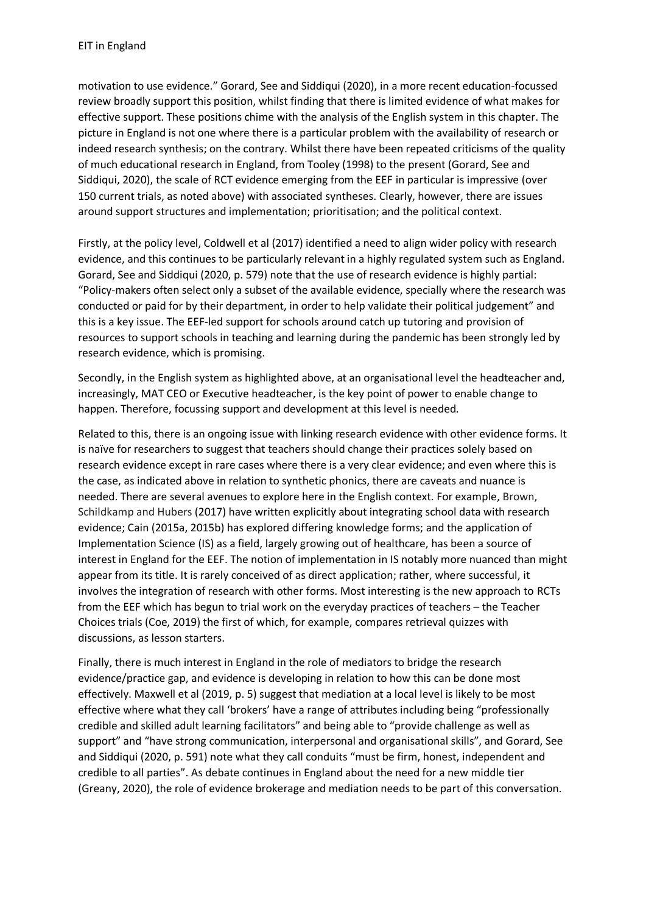motivation to use evidence." Gorard, See and Siddiqui (2020), in a more recent education-focussed review broadly support this position, whilst finding that there is limited evidence of what makes for effective support. These positions chime with the analysis of the English system in this chapter. The picture in England is not one where there is a particular problem with the availability of research or indeed research synthesis; on the contrary. Whilst there have been repeated criticisms of the quality of much educational research in England, from Tooley (1998) to the present (Gorard, See and Siddiqui, 2020), the scale of RCT evidence emerging from the EEF in particular is impressive (over 150 current trials, as noted above) with associated syntheses. Clearly, however, there are issues around support structures and implementation; prioritisation; and the political context.

Firstly, at the policy level, Coldwell et al (2017) identified a need to align wider policy with research evidence, and this continues to be particularly relevant in a highly regulated system such as England. Gorard, See and Siddiqui (2020, p. 579) note that the use of research evidence is highly partial: "Policy-makers often select only a subset of the available evidence, specially where the research was conducted or paid for by their department, in order to help validate their political judgement" and this is a key issue. The EEF-led support for schools around catch up tutoring and provision of resources to support schools in teaching and learning during the pandemic has been strongly led by research evidence, which is promising.

Secondly, in the English system as highlighted above, at an organisational level the headteacher and, increasingly, MAT CEO or Executive headteacher, is the key point of power to enable change to happen. Therefore, focussing support and development at this level is needed.

Related to this, there is an ongoing issue with linking research evidence with other evidence forms. It is naïve for researchers to suggest that teachers should change their practices solely based on research evidence except in rare cases where there is a very clear evidence; and even where this is the case, as indicated above in relation to synthetic phonics, there are caveats and nuance is needed. There are several avenues to explore here in the English context. For example, Brown, Schildkamp and Hubers (2017) have written explicitly about integrating school data with research evidence; Cain (2015a, 2015b) has explored differing knowledge forms; and the application of Implementation Science (IS) as a field, largely growing out of healthcare, has been a source of interest in England for the EEF. The notion of implementation in IS notably more nuanced than might appear from its title. It is rarely conceived of as direct application; rather, where successful, it involves the integration of research with other forms. Most interesting is the new approach to RCTs from the EEF which has begun to trial work on the everyday practices of teachers – the Teacher Choices trials (Coe, 2019) the first of which, for example, compares retrieval quizzes with discussions, as lesson starters.

Finally, there is much interest in England in the role of mediators to bridge the research evidence/practice gap, and evidence is developing in relation to how this can be done most effectively. Maxwell et al (2019, p. 5) suggest that mediation at a local level is likely to be most effective where what they call 'brokers' have a range of attributes including being "professionally credible and skilled adult learning facilitators" and being able to "provide challenge as well as support" and "have strong communication, interpersonal and organisational skills", and Gorard, See and Siddiqui (2020, p. 591) note what they call conduits "must be firm, honest, independent and credible to all parties". As debate continues in England about the need for a new middle tier (Greany, 2020), the role of evidence brokerage and mediation needs to be part of this conversation.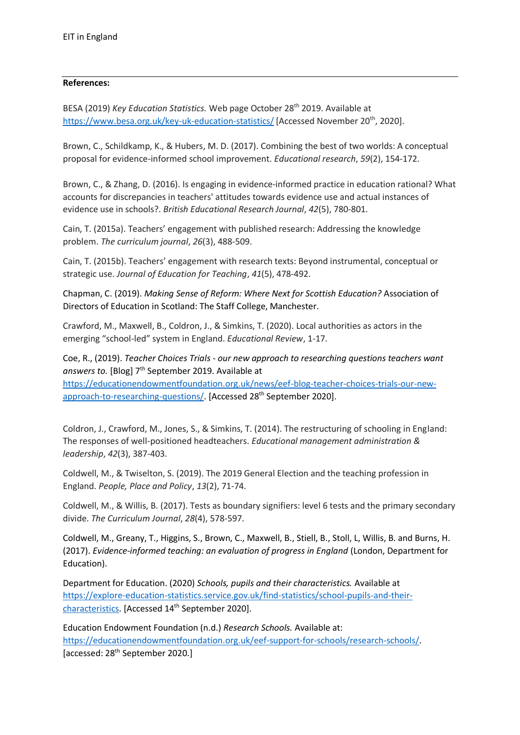**References:**

BESA (2019) *Key Education Statistics.* Web page October 28th 2019. Available at https://www.besa.org.uk/key-uk-education-statistics/ [Accessed November 20th, 2020].

Brown, C., Schildkamp, K., & Hubers, M. D. (2017). Combining the best of two worlds: A conceptual proposal for evidence-informed school improvement. *Educational research*, *59*(2), 154-172.

Brown, C., & Zhang, D. (2016). Is engaging in evidence-informed practice in education rational? What accounts for discrepancies in teachers' attitudes towards evidence use and actual instances of evidence use in schools?. *British Educational Research Journal*, *42*(5), 780-801.

Cain, T. (2015a). Teachers' engagement with published research: Addressing the knowledge problem. *The curriculum journal*, *26*(3), 488-509.

Cain, T. (2015b). Teachers' engagement with research texts: Beyond instrumental, conceptual or strategic use. *Journal of Education for Teaching*, *41*(5), 478-492.

Chapman, C. (2019). *Making Sense of Reform: Where Next for Scottish Education?* Association of Directors of Education in Scotland: The Staff College, Manchester.

Crawford, M., Maxwell, B., Coldron, J., & Simkins, T. (2020). Local authorities as actors in the emerging "school-led" system in England. *Educational Review*, 1-17.

Coe, R., (2019). *Teacher Choices Trials - our new approach to researching questions teachers want answers to.* [Blog] 7th September 2019. Available at https://educationendowmentfoundation.org.uk/news/eef-blog-teacher-choices-trials-our-new-approach-to-researching-questions/. [Accessed 28th September 2020].

Coldron, J., Crawford, M., Jones, S., & Simkins, T. (2014). The restructuring of schooling in England: The responses of well-positioned headteachers. *Educational management administration & leadership*, *42*(3), 387-403.

Coldwell, M., & Twiselton, S. (2019). The 2019 General Election and the teaching profession in England. *People, Place and Policy*, *13*(2), 71-74.

Coldwell, M., & Willis, B. (2017). Tests as boundary signifiers: level 6 tests and the primary secondary divide. *The Curriculum Journal*, *28*(4), 578-597.

Coldwell, M., Greany, T., Higgins, S., Brown, C., Maxwell, B., Stiell, B., Stoll, L, Willis, B. and Burns, H. (2017). *Evidence-informed teaching: an evaluation of progress in England* (London, Department for Education).

Department for Education. (2020) *Schools, pupils and their characteristics.* Available at https://explore-education-statistics.service.gov.uk/find-statistics/school-pupils-and-their-characteristics. [Accessed 14th September 2020].

Education Endowment Foundation (n.d.) *Research Schools.* Available at: https://educationendowmentfoundation.org.uk/eef-support-for-schools/research-schools/. [accessed: 28th September 2020.]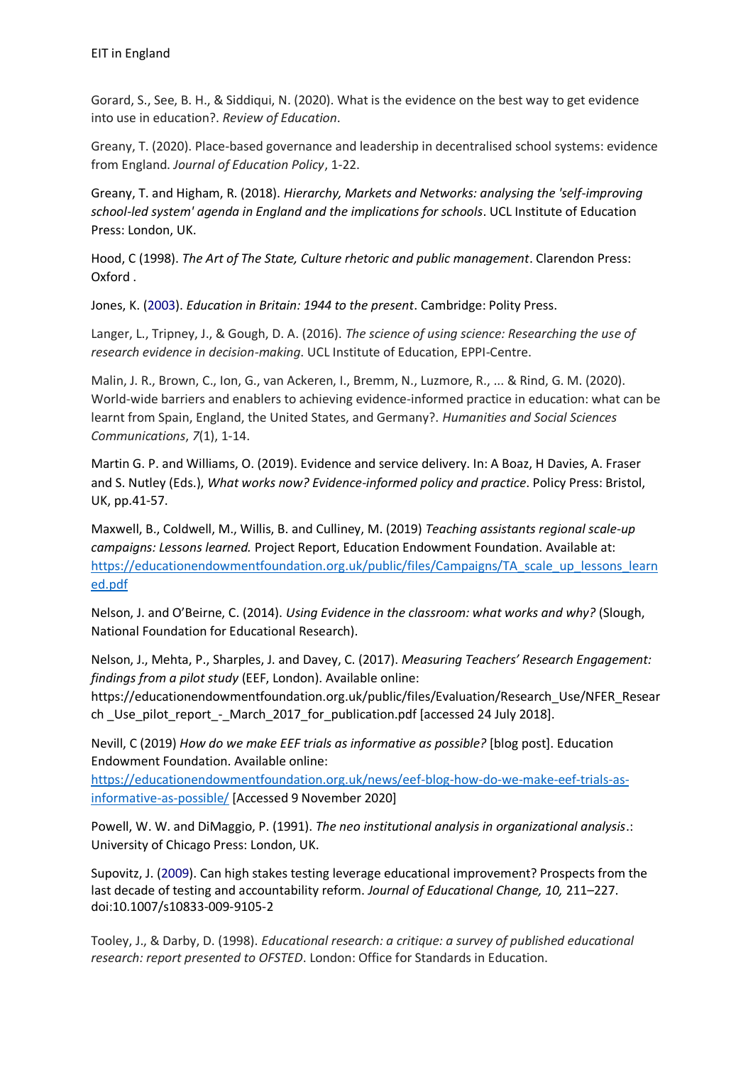Gorard, S., See, B. H., & Siddiqui, N. (2020). What is the evidence on the best way to get evidence into use in education?. *Review of Education*.

Greany, T. (2020). Place-based governance and leadership in decentralised school systems: evidence from England. *Journal of Education Policy*, 1-22.

Greany, T. and Higham, R. (2018). *Hierarchy, Markets and Networks: analysing the 'self-improving school-led system' agenda in England and the implications for schools*. UCL Institute of Education Press: London, UK.

Hood, C (1998). *The Art of The State, Culture rhetoric and public management*. Clarendon Press: Oxford .

Jones, K. (2003). *Education in Britain: 1944 to the present*. Cambridge: Polity Press.

Langer, L., Tripney, J., & Gough, D. A. (2016). *The science of using science: Researching the use of research evidence in decision-making*. UCL Institute of Education, EPPI-Centre.

Malin, J. R., Brown, C., Ion, G., van Ackeren, I., Bremm, N., Luzmore, R., ... & Rind, G. M. (2020). World-wide barriers and enablers to achieving evidence-informed practice in education: what can be learnt from Spain, England, the United States, and Germany?. *Humanities and Social Sciences Communications*, *7*(1), 1-14.

Martin G. P. and Williams, O. (2019). Evidence and service delivery. In: A Boaz, H Davies, A. Fraser and S. Nutley (Eds.), *What works now? Evidence-informed policy and practice*. Policy Press: Bristol, UK, pp.41-57.

Maxwell, B., Coldwell, M., Willis, B. and Culliney, M. (2019) *Teaching assistants regional scale-up campaigns: Lessons learned.* Project Report, Education Endowment Foundation. Available at: https://educationendowmentfoundation.org.uk/public/files/Campaigns/TA_scale_up_lessons_learned.pdf

Nelson, J. and O'Beirne, C. (2014). *Using Evidence in the classroom: what works and why?* (Slough, National Foundation for Educational Research).

Nelson, J., Mehta, P., Sharples, J. and Davey, C. (2017). *Measuring Teachers' Research Engagement: findings from a pilot study* (EEF, London). Available online: https://educationendowmentfoundation.org.uk/public/files/Evaluation/Research_Use/NFER_Research _Use_pilot_report_-_March_2017_for_publication.pdf [accessed 24 July 2018].

Nevill, C (2019) *How do we make EEF trials as informative as possible?* [blog post]. Education Endowment Foundation. Available online: https://educationendowmentfoundation.org.uk/news/eef-blog-how-do-we-make-eef-trials-as-informative-as-possible/ [Accessed 9 November 2020]

Powell, W. W. and DiMaggio, P. (1991). *The neo institutional analysis in organizational analysis*.: University of Chicago Press: London, UK.

Supovitz, J. (2009). Can high stakes testing leverage educational improvement? Prospects from the last decade of testing and accountability reform. *Journal of Educational Change, 10,* 211–227. doi:10.1007/s10833-009-9105-2

Tooley, J., & Darby, D. (1998). *Educational research: a critique: a survey of published educational research: report presented to OFSTED*. London: Office for Standards in Education.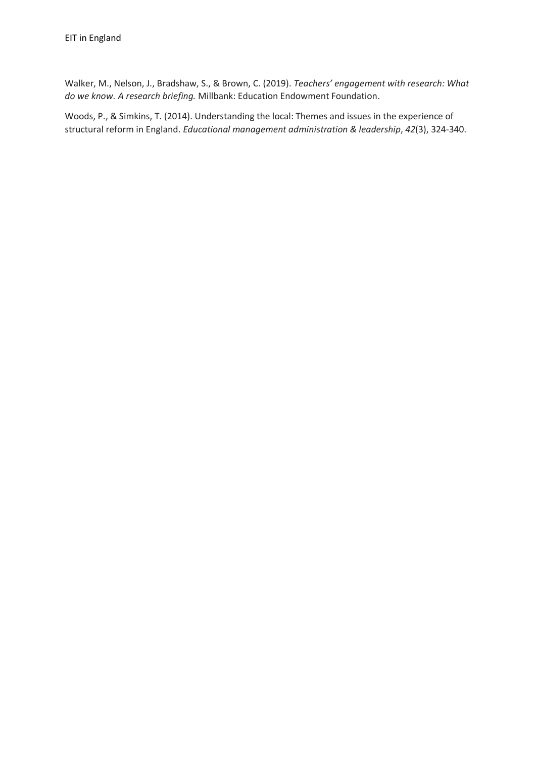Walker, M., Nelson, J., Bradshaw, S., & Brown, C. (2019). *Teachers' engagement with research: What do we know. A research briefing.* Millbank: Education Endowment Foundation.

Woods, P., & Simkins, T. (2014). Understanding the local: Themes and issues in the experience of structural reform in England. *Educational management administration & leadership*, *42*(3), 324-340.